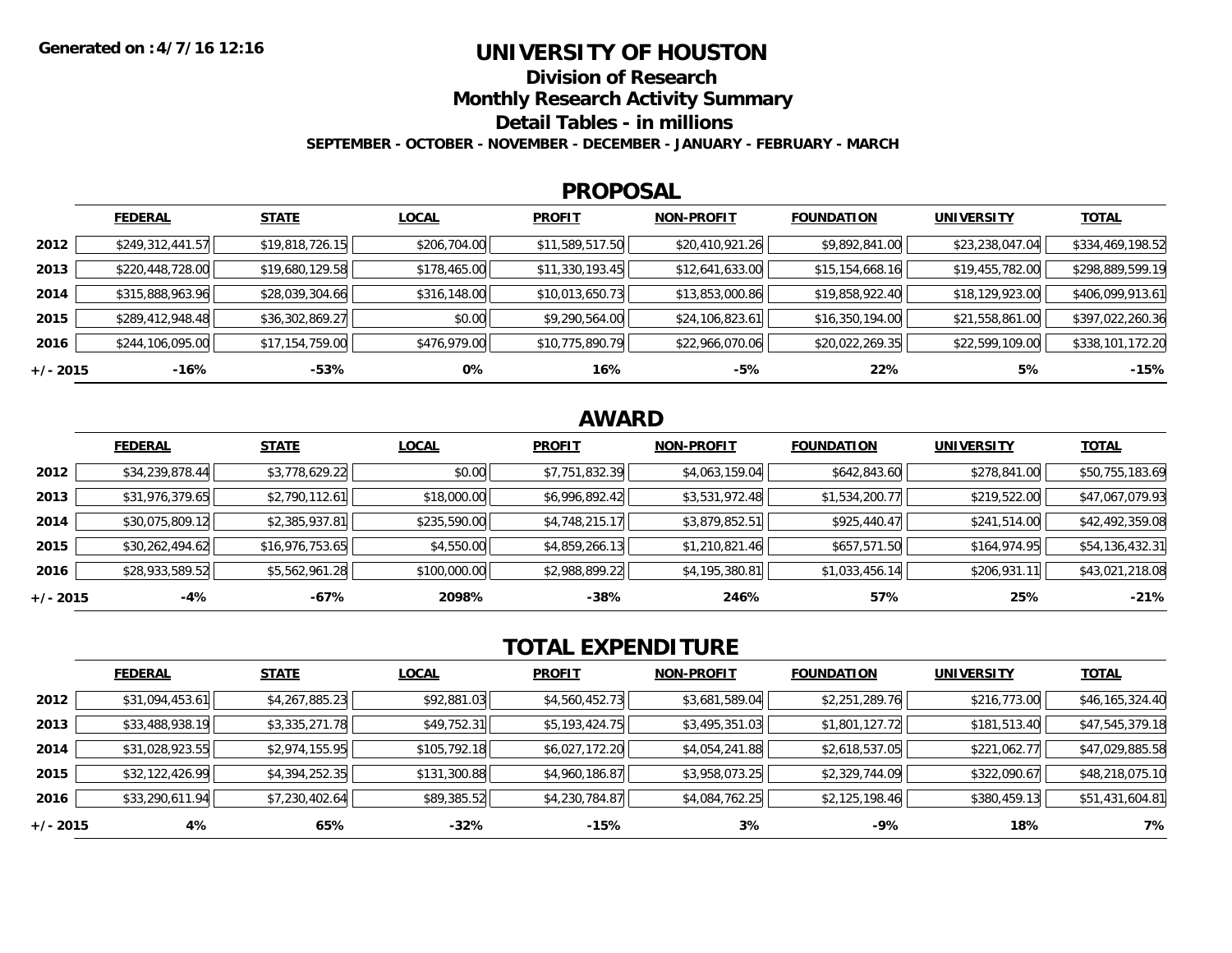**Generated on :4/7/16 12:16**

# UNIVERSITY OF HOUSTON

## Division of Research

## Monthly Research Activity Summary

## Detail Tables - in millions

**SEPTEMBER - OCTOBER - NOVEMBER - DECEMBER - JANUARY - FEBRUARY - MARCH**

### PROPOSAL

| | FEDERAL | STATE | LOCAL | PROFIT | NON-PROFIT | FOUNDATION | UNIVERSITY | TOTAL |
|---|---|---|---|---|---|---|---|---|
| 2012 | $249,312,441.57 | $19,818,726.15 | $206,704.00 | $11,589,517.50 | $20,410,921.26 | $9,892,841.00 | $23,238,047.04 | $334,469,198.52 |
| 2013 | $220,448,728.00 | $19,680,129.58 | $178,465.00 | $11,330,193.45 | $12,641,633.00 | $15,154,668.16 | $19,455,782.00 | $298,889,599.19 |
| 2014 | $315,888,963.96 | $28,039,304.66 | $316,148.00 | $10,013,650.73 | $13,853,000.86 | $19,858,922.40 | $18,129,923.00 | $406,099,913.61 |
| 2015 | $289,412,948.48 | $36,302,869.27 | $0.00 | $9,290,564.00 | $24,106,823.61 | $16,350,194.00 | $21,558,861.00 | $397,022,260.36 |
| 2016 | $244,106,095.00 | $17,154,759.00 | $476,979.00 | $10,775,890.79 | $22,966,070.06 | $20,022,269.35 | $22,599,109.00 | $338,101,172.20 |
| +/- 2015 | -16% | -53% | 0% | 16% | -5% | 22% | 5% | -15% |

### AWARD

| | FEDERAL | STATE | LOCAL | PROFIT | NON-PROFIT | FOUNDATION | UNIVERSITY | TOTAL |
|---|---|---|---|---|---|---|---|---|
| 2012 | $34,239,878.44 | $3,778,629.22 | $0.00 | $7,751,832.39 | $4,063,159.04 | $642,843.60 | $278,841.00 | $50,755,183.69 |
| 2013 | $31,976,379.65 | $2,790,112.61 | $18,000.00 | $6,996,892.42 | $3,531,972.48 | $1,534,200.77 | $219,522.00 | $47,067,079.93 |
| 2014 | $30,075,809.12 | $2,385,937.81 | $235,590.00 | $4,748,215.17 | $3,879,852.51 | $925,440.47 | $241,514.00 | $42,492,359.08 |
| 2015 | $30,262,494.62 | $16,976,753.65 | $4,550.00 | $4,859,266.13 | $1,210,821.46 | $657,571.50 | $164,974.95 | $54,136,432.31 |
| 2016 | $28,933,589.52 | $5,562,961.28 | $100,000.00 | $2,988,899.22 | $4,195,380.81 | $1,033,456.14 | $206,931.11 | $43,021,218.08 |
| +/- 2015 | -4% | -67% | 2098% | -38% | 246% | 57% | 25% | -21% |

### TOTAL EXPENDITURE

| | FEDERAL | STATE | LOCAL | PROFIT | NON-PROFIT | FOUNDATION | UNIVERSITY | TOTAL |
|---|---|---|---|---|---|---|---|---|
| 2012 | $31,094,453.61 | $4,267,885.23 | $92,881.03 | $4,560,452.73 | $3,681,589.04 | $2,251,289.76 | $216,773.00 | $46,165,324.40 |
| 2013 | $33,488,938.19 | $3,335,271.78 | $49,752.31 | $5,193,424.75 | $3,495,351.03 | $1,801,127.72 | $181,513.40 | $47,545,379.18 |
| 2014 | $31,028,923.55 | $2,974,155.95 | $105,792.18 | $6,027,172.20 | $4,054,241.88 | $2,618,537.05 | $221,062.77 | $47,029,885.58 |
| 2015 | $32,122,426.99 | $4,394,252.35 | $131,300.88 | $4,960,186.87 | $3,958,073.25 | $2,329,744.09 | $322,090.67 | $48,218,075.10 |
| 2016 | $33,290,611.94 | $7,230,402.64 | $89,385.52 | $4,230,784.87 | $4,084,762.25 | $2,125,198.46 | $380,459.13 | $51,431,604.81 |
| +/- 2015 | 4% | 65% | -32% | -15% | 3% | -9% | 18% | 7% |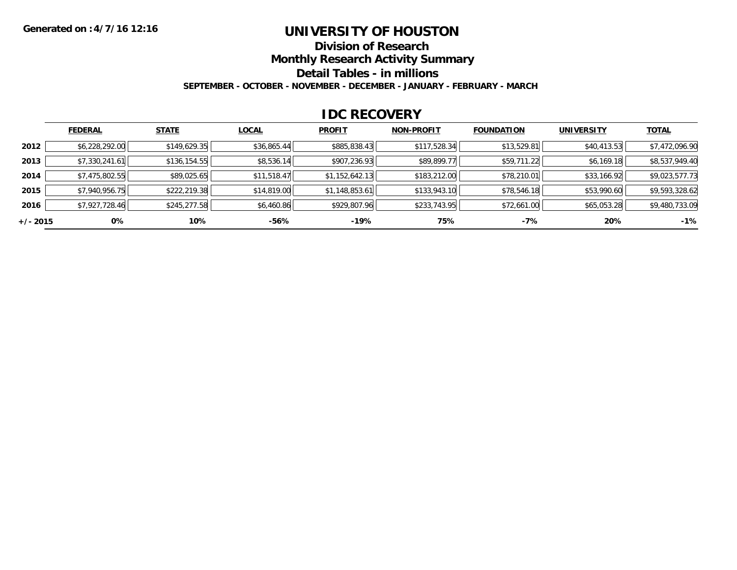**Generated on :4/7/16 12:16**

# UNIVERSITY OF HOUSTON

## Division of Research

## Monthly Research Activity Summary

## Detail Tables - in millions

**SEPTEMBER - OCTOBER - NOVEMBER - DECEMBER - JANUARY - FEBRUARY - MARCH**

## IDC RECOVERY

| | FEDERAL | STATE | LOCAL | PROFIT | NON-PROFIT | FOUNDATION | UNIVERSITY | TOTAL |
|---|---|---|---|---|---|---|---|---|
| **2012** | $6,228,292.00 | $149,629.35 | $36,865.44 | $885,838.43 | $117,528.34 | $13,529.81 | $40,413.53 | $7,472,096.90 |
| **2013** | $7,330,241.61 | $136,154.55 | $8,536.14 | $907,236.93 | $89,899.77 | $59,711.22 | $6,169.18 | $8,537,949.40 |
| **2014** | $7,475,802.55 | $89,025.65 | $11,518.47 | $1,152,642.13 | $183,212.00 | $78,210.01 | $33,166.92 | $9,023,577.73 |
| **2015** | $7,940,956.75 | $222,219.38 | $14,819.00 | $1,148,853.61 | $133,943.10 | $78,546.18 | $53,990.60 | $9,593,328.62 |
| **2016** | $7,927,728.46 | $245,277.58 | $6,460.86 | $929,807.96 | $233,743.95 | $72,661.00 | $65,053.28 | $9,480,733.09 |
| **+/- 2015** | **0%** | **10%** | **-56%** | **-19%** | **75%** | **-7%** | **20%** | **-1%** |